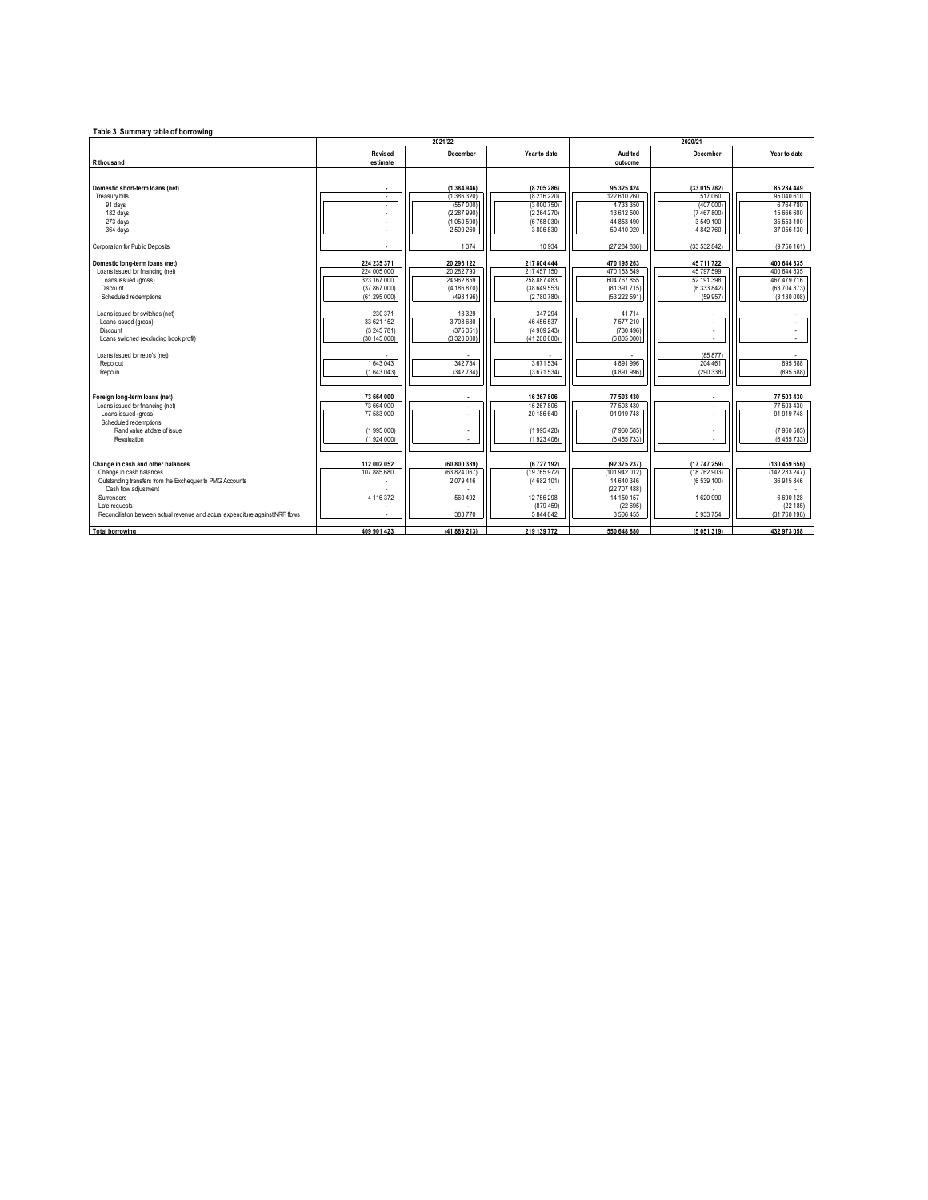**Table 3 Summary table of borrowing**

| R thousand | 2021/22 | | | 2020/21 | | |
|---|---|---|---|---|---|---|
| | Revised estimate | December | Year to date | Audited outcome | December | Year to date |
| **Domestic short-term loans (net)** | - | (1 384 946) | (8 205 286) | 95 325 424 | (33 015 782) | 85 284 449 |
| Treasury bills | - | (1 386 320) | (8 216 220) | 122 610 260 | 517 060 | 95 040 610 |
| 91 days | - | (557 000) | (3 000 750) | 4 733 350 | (407 000) | 6 764 780 |
| 182 days | - | (2 287 990) | (2 264 270) | 13 612 500 | (7 467 800) | 15 666 600 |
| 273 days | - | (1 050 590) | (6 758 030) | 44 853 490 | 3 549 100 | 35 553 100 |
| 364 days | - | 2 509 260 | 3 806 830 | 59 410 920 | 4 842 760 | 37 056 130 |
| Corporation for Public Deposits | - | 1 374 | 10 934 | (27 284 836) | (33 532 842) | (9 756 161) |
| **Domestic long-term loans (net)** | 224 235 371 | 20 296 122 | 217 804 444 | 470 195 263 | 45 711 722 | 400 644 835 |
| Loans issued for financing (net) | 224 005 000 | 20 282 793 | 217 457 150 | 470 153 549 | 45 797 599 | 400 644 835 |
| Loans issued (gross) | 323 167 000 | 24 962 859 | 258 887 483 | 604 767 855 | 52 191 398 | 467 479 716 |
| Discount | (37 867 000) | (4 186 870) | (38 649 553) | (81 391 715) | (6 333 842) | (63 704 873) |
| Scheduled redemptions | (61 295 000) | (493 196) | (2 780 780) | (53 222 591) | (59 957) | (3 130 008) |
| Loans issued for switches (net) | 230 371 | 13 329 | 347 294 | 41 714 | - | - |
| Loans issued (gross) | 33 621 152 | 3 708 680 | 46 456 537 | 7 577 210 | - | - |
| Discount | (3 245 781) | (375 351) | (4 909 243) | (730 496) | - | - |
| Loans switched (excluding book profit) | (30 145 000) | (3 320 000) | (41 200 000) | (6 805 000) | - | - |
| Loans issued for repo's (net) | - | - | - | - | (85 877) | - |
| Repo out | 1 643 043 | 342 784 | 3 671 534 | 4 891 996 | 204 461 | 895 588 |
| Repo in | (1 643 043) | (342 784) | (3 671 534) | (4 891 996) | (290 338) | (895 588) |
| **Foreign long-term loans (net)** | 73 664 000 | - | 16 267 806 | 77 503 430 | - | 77 503 430 |
| Loans issued for financing (net) | 73 664 000 | - | 16 267 806 | 77 503 430 | - | 77 503 430 |
| Loans issued (gross) | 77 583 000 | - | 20 186 640 | 91 919 748 | - | 91 919 748 |
| Scheduled redemptions | | | | | | |
| Rand value at date of issue | (1 995 000) | - | (1 995 428) | (7 960 585) | - | (7 960 585) |
| Revaluation | (1 924 000) | - | (1 923 406) | (6 455 733) | - | (6 455 733) |
| **Change in cash and other balances** | 112 002 052 | (60 800 389) | (6 727 192) | (92 375 237) | (17 747 259) | (130 459 656) |
| Change in cash balances | 107 885 680 | (63 824 067) | (19 765 972) | (101 942 012) | (18 762 903) | (142 283 247) |
| Outstanding transfers from the Exchequer to PMG Accounts | - | 2 079 416 | (4 682 101) | 14 640 346 | (6 539 100) | 36 915 846 |
| Cash flow adjustment | - | - | - | (22 707 488) | - | - |
| Surrenders | 4 116 372 | 560 492 | 12 756 298 | 14 150 157 | 1 620 990 | 6 690 128 |
| Late requests | - | - | (879 459) | (22 695) | - | (22 185) |
| Reconciliation between actual revenue and actual expenditure against NRF flows | - | 383 770 | 5 844 042 | 3 506 455 | 5 933 754 | (31 760 198) |
| **Total borrowing** | 409 901 423 | (41 889 213) | 219 139 772 | 550 648 880 | (5 051 319) | 432 973 058 |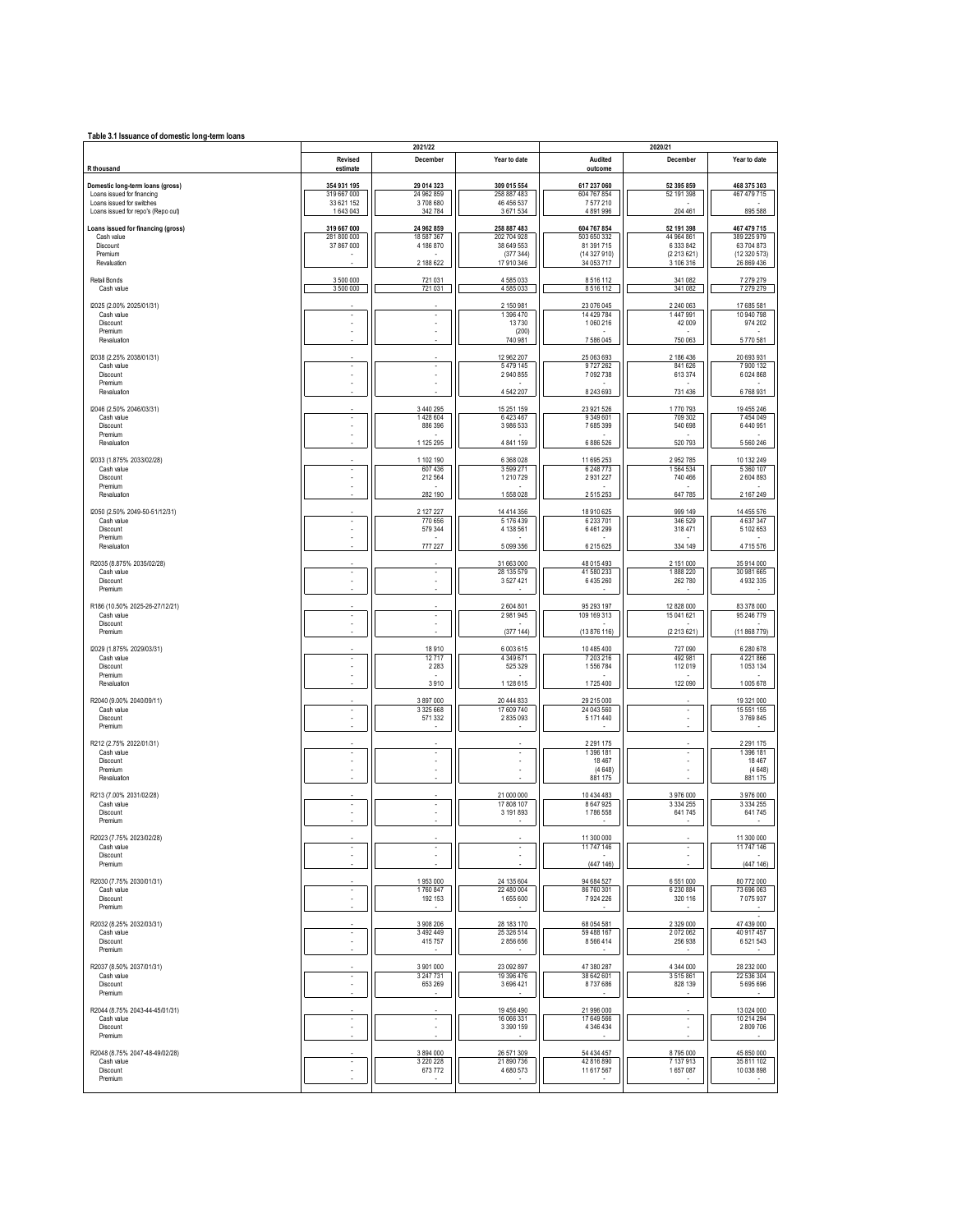**Table 3.1 Issuance of domestic long-term loans**

| R thousand | 2021/22 | | | 2020/21 | | |
|---|---|---|---|---|---|---|
| | Revised estimate | December | Year to date | Audited outcome | December | Year to date |
| **Domestic long-term loans (gross)** | **354 931 195** | **29 014 323** | **309 015 554** | **617 237 060** | **52 395 859** | **468 375 303** |
| Loans issued for financing | 319 667 000 | 24 962 859 | 258 887 483 | 604 767 854 | 52 191 398 | 467 479 715 |
| Loans issued for switches | 33 621 152 | 3 708 680 | 46 456 537 | 7 577 210 | - | - |
| Loans issued for repo's (Repo out) | 1 643 043 | 342 784 | 3 671 534 | 4 891 996 | 204 461 | 895 588 |
| **Loans issued for financing (gross)** | **319 667 000** | **24 962 859** | **258 887 483** | **604 767 854** | **52 191 398** | **467 479 715** |
| Cash value | 281 800 000 | 18 587 367 | 202 704 928 | 503 650 332 | 44 964 861 | 389 225 979 |
| Discount | 37 867 000 | 4 186 870 | 38 649 553 | 81 391 715 | 6 333 842 | 63 704 873 |
| Premium | - | - | (377 344) | (14 327 910) | (2 213 621) | (12 320 573) |
| Revaluation | - | 2 188 622 | 17 910 346 | 34 053 717 | 3 106 316 | 26 869 436 |
| Retail Bonds | 3 500 000 | 721 031 | 4 585 033 | 8 516 112 | 341 082 | 7 279 279 |
| Cash value | 3 500 000 | 721 031 | 4 585 033 | 8 516 112 | 341 082 | 7 279 279 |
| I2025 (2.00% 2025/01/31) | - | - | 2 150 981 | 23 076 045 | 2 240 063 | 17 685 581 |
| Cash value | - | - | 1 396 470 | 14 429 784 | 1 447 991 | 10 940 798 |
| Discount | - | - | 13 730 | 1 060 216 | 42 009 | 974 202 |
| Premium | - | - | (200) | - | - | - |
| Revaluation | - | - | 740 981 | 7 586 045 | 750 063 | 5 770 581 |
| I2038 (2.25% 2038/01/31) | - | - | 12 962 207 | 25 063 693 | 2 186 436 | 20 693 931 |
| Cash value | - | - | 5 479 145 | 9 727 262 | 841 626 | 7 900 132 |
| Discount | - | - | 2 940 855 | 7 092 738 | 613 374 | 6 024 868 |
| Premium | - | - | - | - | - | - |
| Revaluation | - | - | 4 542 207 | 8 243 693 | 731 436 | 6 768 931 |
| I2046 (2.50% 2046/03/31) | - | 3 440 295 | 15 251 159 | 23 921 526 | 1 770 793 | 19 455 246 |
| Cash value | - | 1 428 604 | 6 423 467 | 9 349 601 | 709 302 | 7 454 049 |
| Discount | - | 886 396 | 3 986 533 | 7 685 399 | 540 698 | 6 440 951 |
| Premium | - | - | - | - | - | - |
| Revaluation | - | 1 125 295 | 4 841 159 | 6 886 526 | 520 793 | 5 560 246 |
| I2033 (1.875% 2033/02/28) | - | 1 102 190 | 6 368 028 | 11 695 253 | 2 952 785 | 10 132 249 |
| Cash value | - | 607 436 | 3 599 271 | 6 248 773 | 1 564 534 | 5 360 107 |
| Discount | - | 212 564 | 1 210 729 | 2 931 227 | 740 466 | 2 604 893 |
| Premium | - | - | - | - | - | - |
| Revaluation | - | 282 190 | 1 558 028 | 2 515 253 | 647 785 | 2 167 249 |
| I2050 (2.50% 2049-50-51/12/31) | - | 2 127 227 | 14 414 356 | 18 910 625 | 999 149 | 14 455 576 |
| Cash value | - | 770 656 | 5 176 439 | 6 233 701 | 346 529 | 4 637 347 |
| Discount | - | 579 344 | 4 138 561 | 6 461 299 | 318 471 | 5 102 653 |
| Premium | - | - | - | - | - | - |
| Revaluation | - | 777 227 | 5 099 356 | 6 215 625 | 334 149 | 4 715 576 |
| R2035 (8.875% 2035/02/28) | - | - | 31 663 000 | 48 015 493 | 2 151 000 | 35 914 000 |
| Cash value | - | - | 28 135 579 | 41 580 233 | 1 888 220 | 30 981 665 |
| Discount | - | - | 3 527 421 | 6 435 260 | 262 780 | 4 932 335 |
| Premium | - | - | - | - | - | - |
| R186 (10.50% 2025-26-27/12/21) | - | - | 2 604 801 | 95 293 197 | 12 828 000 | 83 378 000 |
| Cash value | - | - | 2 981 945 | 109 169 313 | 15 041 621 | 95 246 779 |
| Discount | - | - | - | - | - | - |
| Premium | - | - | (377 144) | (13 876 116) | (2 213 621) | (11 868 779) |
| I2029 (1.875% 2029/03/31) | - | 18 910 | 6 003 615 | 10 485 400 | 727 090 | 6 280 678 |
| Cash value | - | 12 717 | 4 349 671 | 7 203 216 | 492 981 | 4 221 866 |
| Discount | - | 2 283 | 525 329 | 1 556 784 | 112 019 | 1 053 134 |
| Premium | - | - | - | - | - | - |
| Revaluation | - | 3 910 | 1 128 615 | 1 725 400 | 122 090 | 1 005 678 |
| R2040 (9.00% 2040/09/11) | - | 3 897 000 | 20 444 833 | 29 215 000 | - | 19 321 000 |
| Cash value | - | 3 325 668 | 17 609 740 | 24 043 560 | - | 15 551 155 |
| Discount | - | 571 332 | 2 835 093 | 5 171 440 | - | 3 769 845 |
| Premium | - | - | - | - | - | - |
| R212 (2.75% 2022/01/31) | - | - | - | 2 291 175 | - | 2 291 175 |
| Cash value | - | - | - | 1 396 181 | - | 1 396 181 |
| Discount | - | - | - | 18 467 | - | 18 467 |
| Premium | - | - | - | (4 648) | - | (4 648) |
| Revaluation | - | - | - | 881 175 | - | 881 175 |
| R213 (7.00% 2031/02/28) | - | - | 21 000 000 | 10 434 483 | 3 976 000 | 3 976 000 |
| Cash value | - | - | 17 808 107 | 8 647 925 | 3 334 255 | 3 334 255 |
| Discount | - | - | 3 191 893 | 1 786 558 | 641 745 | 641 745 |
| Premium | - | - | - | - | - | - |
| R2023 (7.75% 2023/02/28) | - | - | - | 11 300 000 | - | 11 300 000 |
| Cash value | - | - | - | 11 747 146 | - | 11 747 146 |
| Discount | - | - | - | - | - | - |
| Premium | - | - | - | (447 146) | - | (447 146) |
| R2030 (7.75% 2030/01/31) | - | 1 953 000 | 24 135 604 | 94 684 527 | 6 551 000 | 80 772 000 |
| Cash value | - | 1 760 847 | 22 480 004 | 86 760 301 | 6 230 884 | 73 696 063 |
| Discount | - | 192 153 | 1 655 600 | 7 924 226 | 320 116 | 7 075 937 |
| Premium | - | - | - | - | - | - |
| R2032 (8.25% 2032/03/31) | - | 3 908 206 | 28 183 170 | 68 054 581 | 2 329 000 | 47 439 000 |
| Cash value | - | 3 492 449 | 25 326 514 | 59 488 167 | 2 072 062 | 40 917 457 |
| Discount | - | 415 757 | 2 856 656 | 8 566 414 | 256 938 | 6 521 543 |
| Premium | - | - | - | - | - | - |
| R2037 (8.50% 2037/01/31) | - | 3 901 000 | 23 092 897 | 47 380 287 | 4 344 000 | 28 232 000 |
| Cash value | - | 3 247 731 | 19 396 476 | 38 642 601 | 3 515 861 | 22 536 304 |
| Discount | - | 653 269 | 3 696 421 | 8 737 686 | 828 139 | 5 695 696 |
| Premium | - | - | - | - | - | - |
| R2044 (8.75% 2043-44-45/01/31) | - | - | 19 456 490 | 21 996 000 | - | 13 024 000 |
| Cash value | - | - | 16 066 331 | 17 649 566 | - | 10 214 294 |
| Discount | - | - | 3 390 159 | 4 346 434 | - | 2 809 706 |
| Premium | - | - | - | - | - | - |
| R2048 (8.75% 2047-48-49/02/28) | - | 3 894 000 | 26 571 309 | 54 434 457 | 8 795 000 | 45 850 000 |
| Cash value | - | 3 220 228 | 21 890 736 | 42 816 890 | 7 137 913 | 35 811 102 |
| Discount | - | 673 772 | 4 680 573 | 11 617 567 | 1 657 087 | 10 038 898 |
| Premium | - | - | - | - | - | - |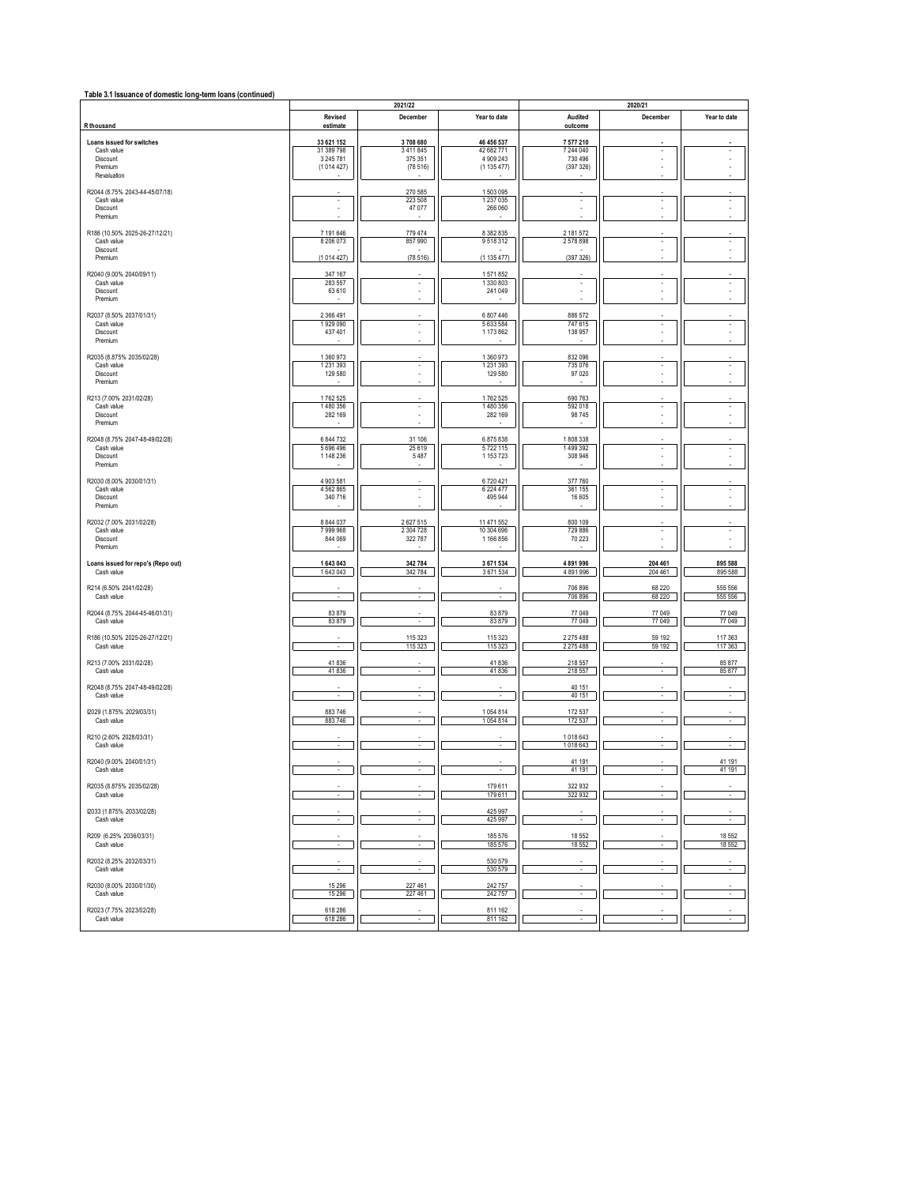**Table 3.1 Issuance of domestic long-term loans (continued)**

| R thousand | 2021/22 | | | 2020/21 | | |
|---|---|---|---|---|---|---|
| | Revised estimate | December | Year to date | Audited outcome | December | Year to date |
| **Loans issued for switches** | **33 621 152** | **3 708 680** | **46 456 537** | **7 577 210** | **-** | **-** |
| Cash value | 31 389 798 | 3 411 845 | 42 682 771 | 7 244 040 | - | - |
| Discount | 3 245 781 | 375 351 | 4 909 243 | 730 496 | - | - |
| Premium | (1 014 427) | (78 516) | (1 135 477) | (397 326) | - | - |
| Revaluation | - | - | - | - | - | - |
| R2044 (8.75% 2043-44-45/07/18) | - | 270 585 | 1 503 095 | - | - | - |
| Cash value | - | 223 508 | 1 237 035 | - | - | - |
| Discount | - | 47 077 | 266 060 | - | - | - |
| Premium | - | - | - | - | - | - |
| R186 (10.50% 2025-26-27/12/21) | 7 191 646 | 779 474 | 8 382 835 | 2 181 572 | - | - |
| Cash value | 8 206 073 | 857 990 | 9 518 312 | 2 578 898 | - | - |
| Discount | - | - | - | - | - | - |
| Premium | (1 014 427) | (78 516) | (1 135 477) | (397 326) | - | - |
| R2040 (9.00% 2040/09/11) | 347 167 | - | 1 571 852 | - | - | - |
| Cash value | 283 557 | - | 1 330 803 | - | - | - |
| Discount | 63 610 | - | 241 049 | - | - | - |
| Premium | - | - | - | - | - | - |
| R2037 (8.50% 2037/01/31) | 2 366 491 | - | 6 807 446 | 886 572 | - | - |
| Cash value | 1 929 090 | - | 5 633 584 | 747 615 | - | - |
| Discount | 437 401 | - | 1 173 862 | 138 957 | - | - |
| Premium | - | - | - | - | - | - |
| R2035 (8.875% 2035/02/28) | 1 360 973 | - | 1 360 973 | 832 096 | - | - |
| Cash value | 1 231 393 | - | 1 231 393 | 735 076 | - | - |
| Discount | 129 580 | - | 129 580 | 97 020 | - | - |
| Premium | - | - | - | - | - | - |
| R213 (7.00% 2031/02/28) | 1 762 525 | - | 1 762 525 | 690 763 | - | - |
| Cash value | 1 480 356 | - | 1 480 356 | 592 018 | - | - |
| Discount | 282 169 | - | 282 169 | 98 745 | - | - |
| Premium | - | - | - | - | - | - |
| R2048 (8.75% 2047-48-49/02/28) | 6 844 732 | 31 106 | 6 875 838 | 1 808 338 | - | - |
| Cash value | 5 696 496 | 25 619 | 5 722 115 | 1 499 392 | - | - |
| Discount | 1 148 236 | 5 487 | 1 153 723 | 308 946 | - | - |
| Premium | - | - | - | - | - | - |
| R2030 (8.00% 2030/01/31) | 4 903 581 | - | 6 720 421 | 377 760 | - | - |
| Cash value | 4 562 865 | - | 6 224 477 | 361 155 | - | - |
| Discount | 340 716 | - | 495 944 | 16 605 | - | - |
| Premium | - | - | - | - | - | - |
| R2032 (7.00% 2031/02/28) | 8 844 037 | 2 627 515 | 11 471 552 | 800 109 | - | - |
| Cash value | 7 999 968 | 2 304 728 | 10 304 696 | 729 886 | - | - |
| Discount | 844 069 | 322 787 | 1 166 856 | 70 223 | - | - |
| Premium | - | - | - | - | - | - |
| **Loans issued for repo's (Repo out)** | **1 643 043** | **342 784** | **3 671 534** | **4 891 996** | **204 461** | **895 588** |
| Cash value | 1 643 043 | 342 784 | 3 671 534 | 4 891 996 | 204 461 | 895 588 |
| R214 (6.50% 2041/02/28) | - | - | - | 706 896 | 68 220 | 555 556 |
| Cash value | - | - | - | 706 896 | 68 220 | 555 556 |
| R2044 (8.75% 2044-45-46/01/31) | 83 879 | - | 83 879 | 77 049 | 77 049 | 77 049 |
| Cash value | 83 879 | - | 83 879 | 77 049 | 77 049 | 77 049 |
| R186 (10.50% 2025-26-27/12/21) | - | 115 323 | 115 323 | 2 275 488 | 59 192 | 117 363 |
| Cash value | - | 115 323 | 115 323 | 2 275 488 | 59 192 | 117 363 |
| R213 (7.00% 2031/02/28) | 41 836 | - | 41 836 | 218 557 | - | 85 877 |
| Cash value | 41 836 | - | 41 836 | 218 557 | - | 85 877 |
| R2048 (8.75% 2047-48-49/02/28) | - | - | - | 40 151 | - | - |
| Cash value | - | - | - | 40 151 | - | - |
| I2029 (1.875% 2029/03/31) | 883 746 | - | 1 054 814 | 172 537 | - | - |
| Cash value | 883 746 | - | 1 054 814 | 172 537 | - | - |
| R210 (2.60% 2028/03/31) | - | - | - | 1 018 643 | - | - |
| Cash value | - | - | - | 1 018 643 | - | - |
| R2040 (9.00% 2040/01/31) | - | - | - | 41 191 | - | 41 191 |
| Cash value | - | - | - | 41 191 | - | 41 191 |
| R2035 (8.875% 2035/02/28) | - | - | 179 611 | 322 932 | - | - |
| Cash value | - | - | 179 611 | 322 932 | - | - |
| I2033 (1.875% 2033/02/28) | - | - | 425 997 | - | - | - |
| Cash value | - | - | 425 997 | - | - | - |
| R209 (6.25% 2036/03/31) | - | - | 185 576 | 18 552 | - | 18 552 |
| Cash value | - | - | 185 576 | 18 552 | - | 18 552 |
| R2032 (8.25% 2032/03/31) | - | - | 530 579 | - | - | - |
| Cash value | - | - | 530 579 | - | - | - |
| R2030 (8.00% 2030/01/30) | 15 296 | 227 461 | 242 757 | - | - | - |
| Cash value | 15 296 | 227 461 | 242 757 | - | - | - |
| R2023 (7.75% 2023/02/28) | 618 286 | - | 811 162 | - | - | - |
| Cash value | 618 286 | - | 811 162 | - | - | - |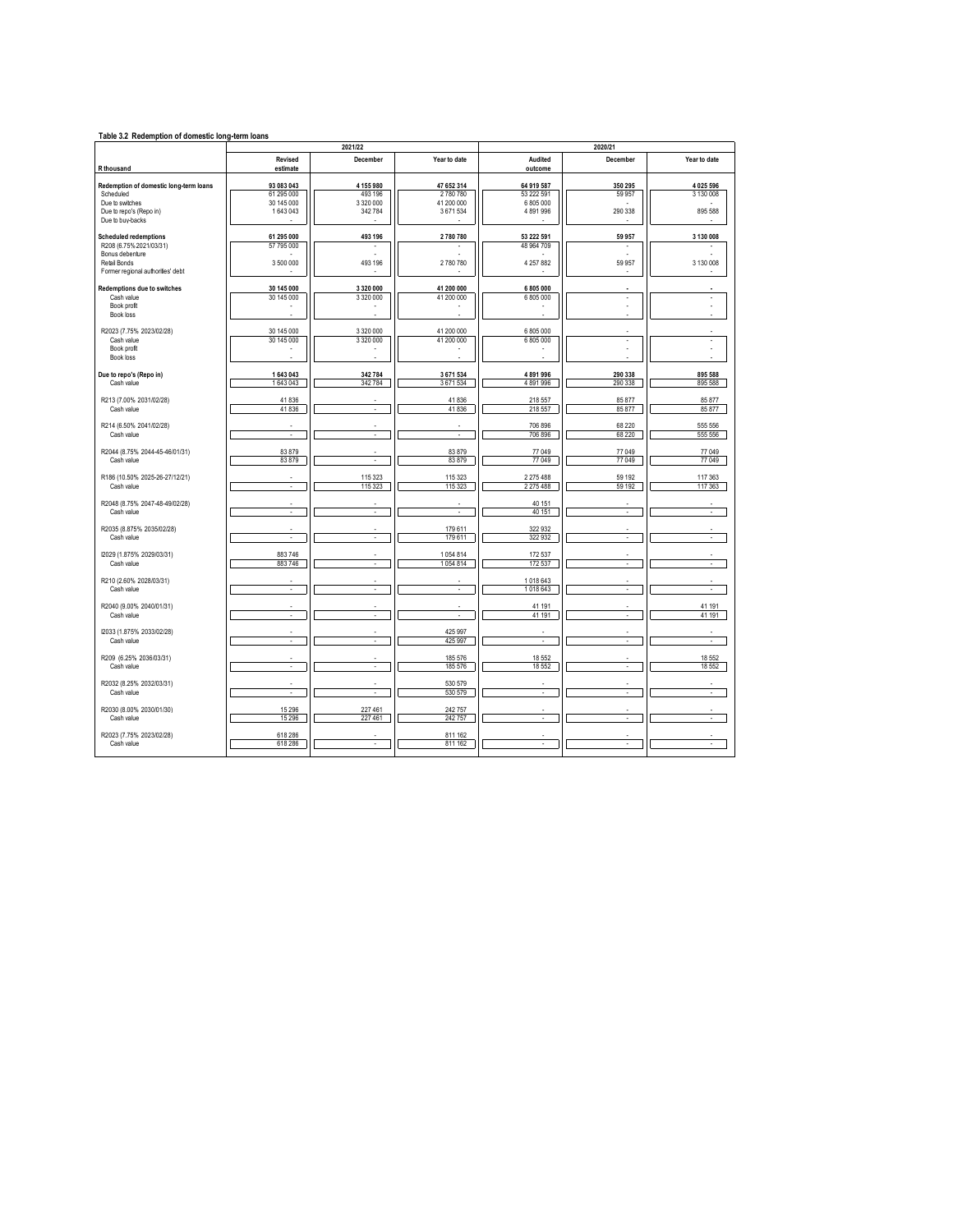**Table 3.2 Redemption of domestic long-term loans**

| R thousand | 2021/22 Revised estimate | 2021/22 December | 2021/22 Year to date | 2020/21 Audited outcome | 2020/21 December | 2020/21 Year to date |
|---|---|---|---|---|---|---|
| **Redemption of domestic long-term loans** | **93 083 043** | **4 155 980** | **47 652 314** | **64 919 587** | **350 295** | **4 025 596** |
| Scheduled | 61 295 000 | 493 196 | 2 780 780 | 53 222 591 | 59 957 | 3 130 008 |
| Due to switches | 30 145 000 | 3 320 000 | 41 200 000 | 6 805 000 | - | - |
| Due to repo's (Repo in) | 1 643 043 | 342 784 | 3 671 534 | 4 891 996 | 290 338 | 895 588 |
| Due to buy-backs | - | - | - | - | - | - |
| **Scheduled redemptions** | **61 295 000** | **493 196** | **2 780 780** | **53 222 591** | **59 957** | **3 130 008** |
| R208 (6.75% 2021/03/31) | 57 795 000 | - | - | 48 964 709 | - | - |
| Bonus debenture | - | - | - | - | - | - |
| Retail Bonds | 3 500 000 | 493 196 | 2 780 780 | 4 257 882 | 59 957 | 3 130 008 |
| Former regional authorities' debt | - | - | - | - | - | - |
| **Redemptions due to switches** | **30 145 000** | **3 320 000** | **41 200 000** | **6 805 000** | **-** | **-** |
| Cash value | 30 145 000 | 3 320 000 | 41 200 000 | 6 805 000 | - | - |
| Book profit | - | - | - | - | - | - |
| Book loss | - | - | - | - | - | - |
| R2023 (7.75% 2023/02/28) | 30 145 000 | 3 320 000 | 41 200 000 | 6 805 000 | - | - |
| Cash value | 30 145 000 | 3 320 000 | 41 200 000 | 6 805 000 | - | - |
| Book profit | - | - | - | - | - | - |
| Book loss | - | - | - | - | - | - |
| **Due to repo's (Repo in)** | **1 643 043** | **342 784** | **3 671 534** | **4 891 996** | **290 338** | **895 588** |
| Cash value | 1 643 043 | 342 784 | 3 671 534 | 4 891 996 | 290 338 | 895 588 |
| R213 (7.00% 2031/02/28) | 41 836 | - | 41 836 | 218 557 | 85 877 | 85 877 |
| Cash value | 41 836 | - | 41 836 | 218 557 | 85 877 | 85 877 |
| R214 (6.50% 2041/02/28) | - | - | - | 706 896 | 68 220 | 555 556 |
| Cash value | - | - | - | 706 896 | 68 220 | 555 556 |
| R2044 (8.75% 2044-45-46/01/31) | 83 879 | - | 83 879 | 77 049 | 77 049 | 77 049 |
| Cash value | 83 879 | - | 83 879 | 77 049 | 77 049 | 77 049 |
| R186 (10.50% 2025-26-27/12/21) | - | 115 323 | 115 323 | 2 275 488 | 59 192 | 117 363 |
| Cash value | - | 115 323 | 115 323 | 2 275 488 | 59 192 | 117 363 |
| R2048 (8.75% 2047-48-49/02/28) | - | - | - | 40 151 | - | - |
| Cash value | - | - | - | 40 151 | - | - |
| R2035 (8.875% 2035/02/28) | - | - | 179 611 | 322 932 | - | - |
| Cash value | - | - | 179 611 | 322 932 | - | - |
| I2029 (1.875% 2029/03/31) | 883 746 | - | 1 054 814 | 172 537 | - | - |
| Cash value | 883 746 | - | 1 054 814 | 172 537 | - | - |
| R210 (2.60% 2028/03/31) | - | - | - | 1 018 643 | - | - |
| Cash value | - | - | - | 1 018 643 | - | - |
| R2040 (9.00% 2040/01/31) | - | - | - | 41 191 | - | 41 191 |
| Cash value | - | - | - | 41 191 | - | 41 191 |
| I2033 (1.875% 2033/02/28) | - | - | 425 997 | - | - | - |
| Cash value | - | - | 425 997 | - | - | - |
| R209 (6.25% 2036/03/31) | - | - | 185 576 | 18 552 | - | 18 552 |
| Cash value | - | - | 185 576 | 18 552 | - | 18 552 |
| R2032 (8.25% 2032/03/31) | - | - | 530 579 | - | - | - |
| Cash value | - | - | 530 579 | - | - | - |
| R2030 (8.00% 2030/01/30) | 15 296 | 227 461 | 242 757 | - | - | - |
| Cash value | 15 296 | 227 461 | 242 757 | - | - | - |
| R2023 (7.75% 2023/02/28) | 618 286 | - | 811 162 | - | - | - |
| Cash value | 618 286 | - | 811 162 | - | - | - |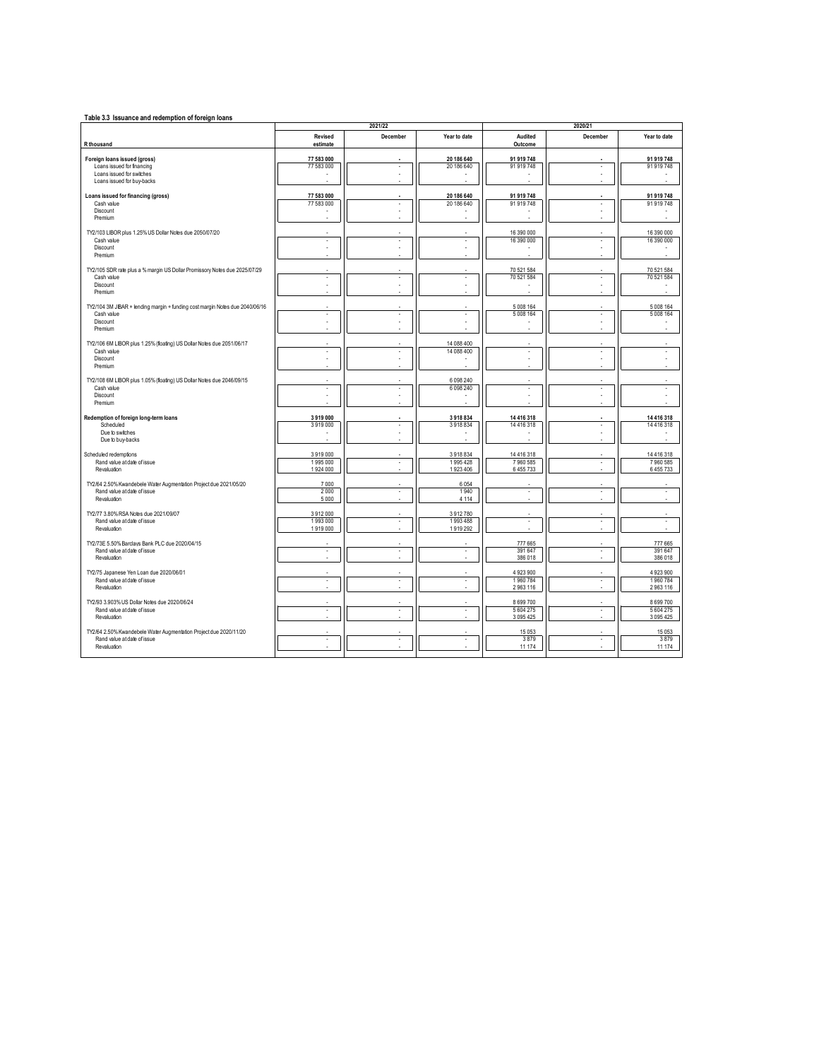**Table 3.3 Issuance and redemption of foreign loans**

| R thousand | 2021/22 | | | 2020/21 | | |
|---|---|---|---|---|---|---|
| | Revised estimate | December | Year to date | Audited Outcome | December | Year to date |
| **Foreign loans issued (gross)** | **77 583 000** | **-** | **20 186 640** | **91 919 748** | **-** | **91 919 748** |
| Loans issued for financing | 77 583 000 | - | 20 186 640 | 91 919 748 | - | 91 919 748 |
| Loans issued for switches | - | - | - | - | - | - |
| Loans issued for buy-backs | - | - | - | - | - | - |
| **Loans issued for financing (gross)** | **77 583 000** | **-** | **20 186 640** | **91 919 748** | **-** | **91 919 748** |
| Cash value | 77 583 000 | - | 20 186 640 | 91 919 748 | - | 91 919 748 |
| Discount | - | - | - | - | - | - |
| Premium | - | - | - | - | - | - |
| TY2/103 LIBOR plus 1.25% US Dollar Notes due 2050/07/20 | - | - | - | 16 390 000 | - | 16 390 000 |
| Cash value | - | - | - | 16 390 000 | - | 16 390 000 |
| Discount | - | - | - | - | - | - |
| Premium | - | - | - | - | - | - |
| TY2/105 SDR rate plus a % margin US Dollar Promissory Notes due 2025/07/29 | - | - | - | 70 521 584 | - | 70 521 584 |
| Cash value | - | - | - | 70 521 584 | - | 70 521 584 |
| Discount | - | - | - | - | - | - |
| Premium | - | - | - | - | - | - |
| TY2/104 3M JIBAR + lending margin + funding cost margin Notes due 2040/06/16 | - | - | - | 5 008 164 | - | 5 008 164 |
| Cash value | - | - | - | 5 008 164 | - | 5 008 164 |
| Discount | - | - | - | - | - | - |
| Premium | - | - | - | - | - | - |
| TY2/106 6M LIBOR plus 1.25% (floating) US Dollar Notes due 2051/06/17 | - | - | 14 088 400 | - | - | - |
| Cash value | - | - | 14 088 400 | - | - | - |
| Discount | - | - | - | - | - | - |
| Premium | - | - | - | - | - | - |
| TY2/108 6M LIBOR plus 1.05% (floating) US Dollar Notes due 2046/09/15 | - | - | 6 098 240 | - | - | - |
| Cash value | - | - | 6 098 240 | - | - | - |
| Discount | - | - | - | - | - | - |
| Premium | - | - | - | - | - | - |
| **Redemption of foreign long-term loans** | **3 919 000** | **-** | **3 918 834** | **14 416 318** | **-** | **14 416 318** |
| Scheduled | 3 919 000 | - | 3 918 834 | 14 416 318 | - | 14 416 318 |
| Due to switches | - | - | - | - | - | - |
| Due to buy-backs | - | - | - | - | - | - |
| Scheduled redemptions | 3 919 000 | - | 3 918 834 | 14 416 318 | - | 14 416 318 |
| Rand value at date of issue | 1 995 000 | - | 1 995 428 | 7 960 585 | - | 7 960 585 |
| Revaluation | 1 924 000 | - | 1 923 406 | 6 455 733 | - | 6 455 733 |
| TY2/64 2.50% Kwandebele Water Augmentation Project due 2021/05/20 | 7 000 | - | 6 054 | - | - | - |
| Rand value at date of issue | 2 000 | - | 1 940 | - | - | - |
| Revaluation | 5 000 | - | 4 114 | - | - | - |
| TY2/77 3.80% RSA Notes due 2021/09/07 | 3 912 000 | - | 3 912 780 | - | - | - |
| Rand value at date of issue | 1 993 000 | - | 1 993 488 | - | - | - |
| Revaluation | 1 919 000 | - | 1 919 292 | - | - | - |
| TY2/73E 5.50% Barclays Bank PLC due 2020/04/15 | - | - | - | 777 665 | - | 777 665 |
| Rand value at date of issue | - | - | - | 391 647 | - | 391 647 |
| Revaluation | - | - | - | 386 018 | - | 386 018 |
| TY2/75 Japanese Yen Loan due 2020/06/01 | - | - | - | 4 923 900 | - | 4 923 900 |
| Rand value at date of issue | - | - | - | 1 960 784 | - | 1 960 784 |
| Revaluation | - | - | - | 2 963 116 | - | 2 963 116 |
| TY2/93 3.903% US Dollar Notes due 2020/06/24 | - | - | - | 8 699 700 | - | 8 699 700 |
| Rand value at date of issue | - | - | - | 5 604 275 | - | 5 604 275 |
| Revaluation | - | - | - | 3 095 425 | - | 3 095 425 |
| TY2/64 2.50% Kwandebele Water Augmentation Project due 2020/11/20 | - | - | - | 15 053 | - | 15 053 |
| Rand value at date of issue | - | - | - | 3 879 | - | 3 879 |
| Revaluation | - | - | - | 11 174 | - | 11 174 |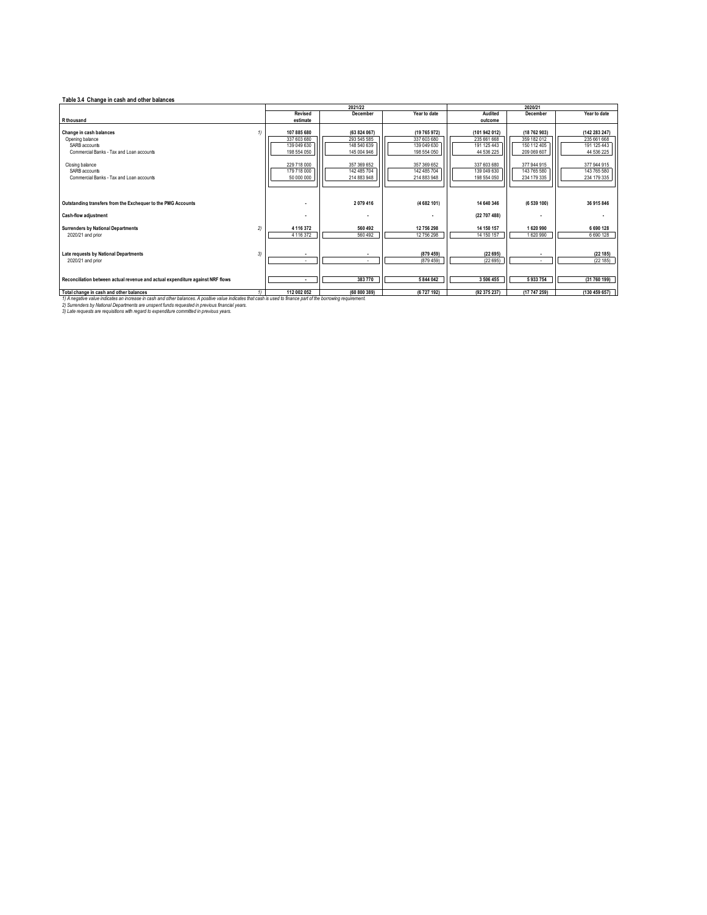**Table 3.4 Change in cash and other balances**

| R thousand | | 2021/22 Revised estimate | 2021/22 December | 2021/22 Year to date | 2020/21 Audited outcome | 2020/21 December | 2020/21 Year to date |
|---|---|---|---|---|---|---|---|
| **Change in cash balances** | 1) | **107 885 680** | **(63 824 067)** | **(19 765 972)** | **(101 942 012)** | **(18 762 903)** | **(142 283 247)** |
| Opening balance | | 337 603 680 | 293 545 585 | 337 603 680 | 235 661 668 | 359 182 012 | 235 661 668 |
| SARB accounts | | 139 049 630 | 148 540 639 | 139 049 630 | 191 125 443 | 150 112 405 | 191 125 443 |
| Commercial Banks - Tax and Loan accounts | | 198 554 050 | 145 004 946 | 198 554 050 | 44 536 225 | 209 069 607 | 44 536 225 |
| Closing balance | | 229 718 000 | 357 369 652 | 357 369 652 | 337 603 680 | 377 944 915 | 377 944 915 |
| SARB accounts | | 179 718 000 | 142 485 704 | 142 485 704 | 139 049 630 | 143 765 580 | 143 765 580 |
| Commercial Banks - Tax and Loan accounts | | 50 000 000 | 214 883 948 | 214 883 948 | 198 554 050 | 234 179 335 | 234 179 335 |
| **Outstanding transfers from the Exchequer to the PMG Accounts** | | **-** | **2 079 416** | **(4 682 101)** | **14 640 346** | **(6 539 100)** | **36 915 846** |
| **Cash-flow adjustment** | | **-** | **-** | **-** | **(22 707 488)** | **-** | **-** |
| **Surrenders by National Departments** | 2) | **4 116 372** | **560 492** | **12 756 298** | **14 150 157** | **1 620 990** | **6 690 128** |
| 2020/21 and prior | | 4 116 372 | 560 492 | 12 756 298 | 14 150 157 | 1 620 990 | 6 690 128 |
| **Late requests by National Departments** | 3) | **-** | **-** | **(879 459)** | **(22 695)** | **-** | **(22 185)** |
| 2020/21 and prior | | - | - | (879 459) | (22 695) | - | (22 185) |
| **Reconciliation between actual revenue and actual expenditure against NRF flows** | | **-** | **383 770** | **5 844 042** | **3 506 455** | **5 933 754** | **(31 760 199)** |
| **Total change in cash and other balances** | 1) | **112 002 052** | **(60 800 389)** | **(6 727 192)** | **(92 375 237)** | **(17 747 259)** | **(130 459 657)** |

*1) A negative value indicates an increase in cash and other balances. A positive value indicates that cash is used to finance part of the borrowing requirement.*
*2) Surrenders by National Departments are unspent funds requested in previous financial years.*
*3) Late requests are requisitions with regard to expenditure committed in previous years.*